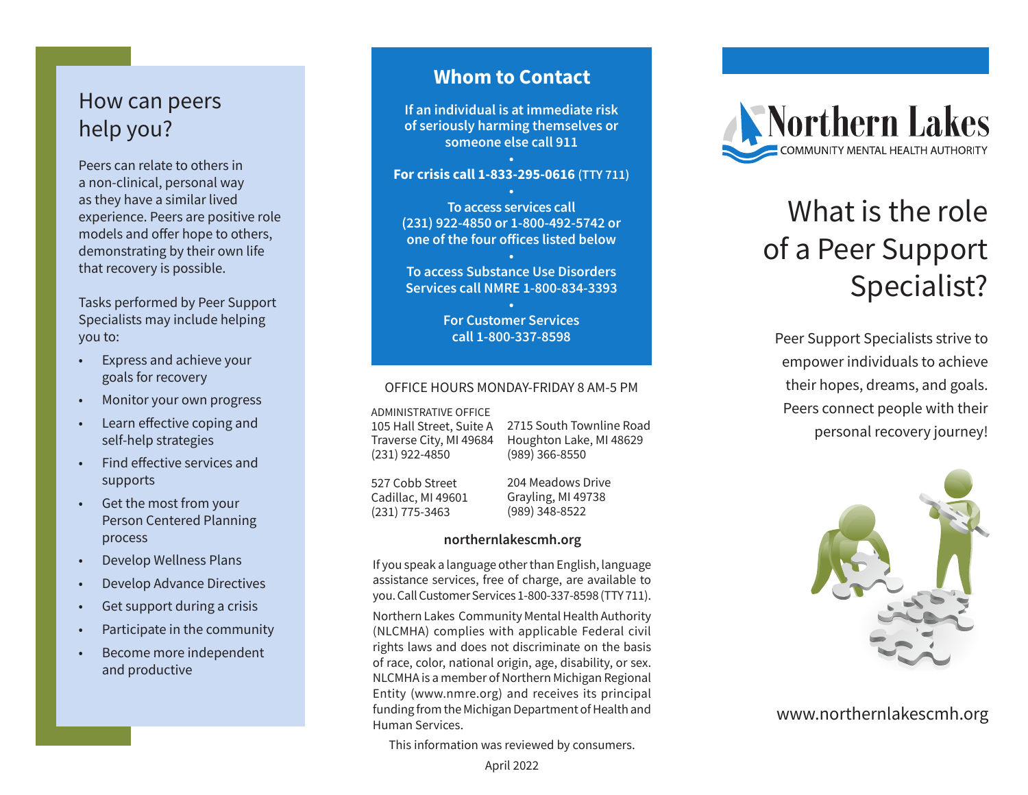## How can peers help you?

Peers can relate to others in a non-clinical, personal way as they have a similar lived experience. Peers are positive role models and offer hope to others, demonstrating by their own life that recovery is possible.

Tasks performed by Peer Support Specialists may include helping you to:

- Express and achieve your goals for recovery
- Monitor your own progress
- Learn effective coping and self-help strategies
- Find effective services and supports
- Get the most from your Person Centered Planning process
- Develop Wellness Plans
- Develop Advance Directives
- Get support during a crisis
- Participate in the community
- Become more independent and productive

## Whom to Contact

**If an individual is at immediate risk of seriously harming themselves or someone else call 911**

•

**For crisis call 1-833-295-0616 (TTY 711)**

•

**To access services call (231) 922-4850 or 1-800-492-5742 or one of the four offices listed below**

•

**To access Substance Use Disorders Services call NMRE 1-800-834-3393**

•

**For Customer Services call 1-800-337-8598**

OFFICE HOURS MONDAY-FRIDAY 8 AM-5 PM

ADMINISTRATIVE OFFICE
105 Hall Street, Suite A
Traverse City, MI 49684
(231) 922-4850

2715 South Townline Road
Houghton Lake, MI 48629
(989) 366-8550

527 Cobb Street
Cadillac, MI 49601
(231) 775-3463

204 Meadows Drive
Grayling, MI 49738
(989) 348-8522

**northernlakescmh.org**

If you speak a language other than English, language assistance services, free of charge, are available to you. Call Customer Services 1-800-337-8598 (TTY 711).

Northern Lakes Community Mental Health Authority (NLCMHA) complies with applicable Federal civil rights laws and does not discriminate on the basis of race, color, national origin, age, disability, or sex. NLCMHA is a member of Northern Michigan Regional Entity (www.nmre.org) and receives its principal funding from the Michigan Department of Health and Human Services.

This information was reviewed by consumers.

April 2022

Northern Lakes
COMMUNITY MENTAL HEALTH AUTHORITY

# What is the role of a Peer Support Specialist?

Peer Support Specialists strive to empower individuals to achieve their hopes, dreams, and goals. Peers connect people with their personal recovery journey!

www.northernlakescmh.org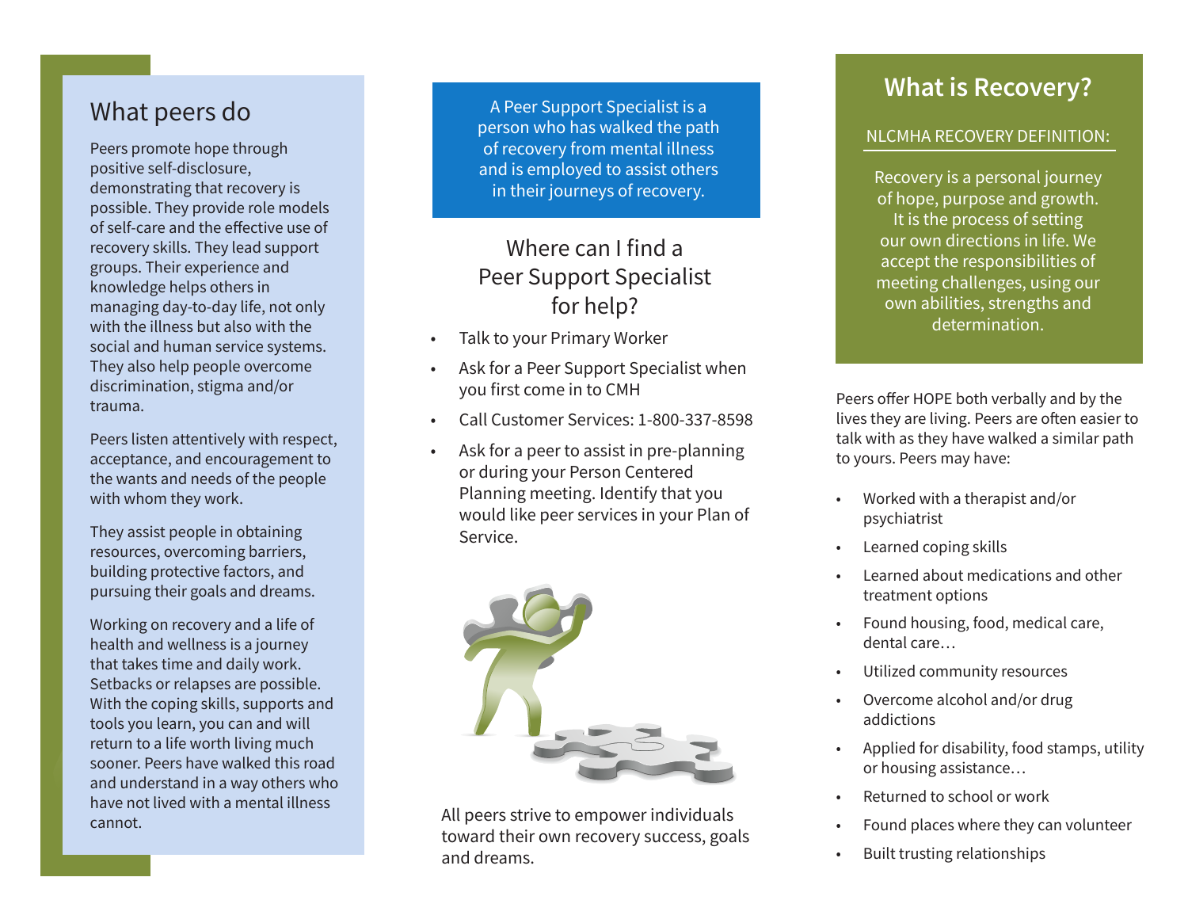## What peers do

Peers promote hope through positive self-disclosure, demonstrating that recovery is possible. They provide role models of self-care and the effective use of recovery skills. They lead support groups. Their experience and knowledge helps others in managing day-to-day life, not only with the illness but also with the social and human service systems. They also help people overcome discrimination, stigma and/or trauma.

Peers listen attentively with respect, acceptance, and encouragement to the wants and needs of the people with whom they work.

They assist people in obtaining resources, overcoming barriers, building protective factors, and pursuing their goals and dreams.

Working on recovery and a life of health and wellness is a journey that takes time and daily work. Setbacks or relapses are possible. With the coping skills, supports and tools you learn, you can and will return to a life worth living much sooner. Peers have walked this road and understand in a way others who have not lived with a mental illness cannot.

A Peer Support Specialist is a person who has walked the path of recovery from mental illness and is employed to assist others in their journeys of recovery.

## Where can I find a Peer Support Specialist for help?

- Talk to your Primary Worker
- Ask for a Peer Support Specialist when you first come in to CMH
- Call Customer Services: 1-800-337-8598
- Ask for a peer to assist in pre-planning or during your Person Centered Planning meeting. Identify that you would like peer services in your Plan of Service.

All peers strive to empower individuals toward their own recovery success, goals and dreams.

## What is Recovery?

NLCMHA RECOVERY DEFINITION:

Recovery is a personal journey of hope, purpose and growth. It is the process of setting our own directions in life. We accept the responsibilities of meeting challenges, using our own abilities, strengths and determination.

Peers offer HOPE both verbally and by the lives they are living. Peers are often easier to talk with as they have walked a similar path to yours. Peers may have:

- Worked with a therapist and/or psychiatrist
- Learned coping skills
- Learned about medications and other treatment options
- Found housing, food, medical care, dental care…
- Utilized community resources
- Overcome alcohol and/or drug addictions
- Applied for disability, food stamps, utility or housing assistance…
- Returned to school or work
- Found places where they can volunteer
- Built trusting relationships